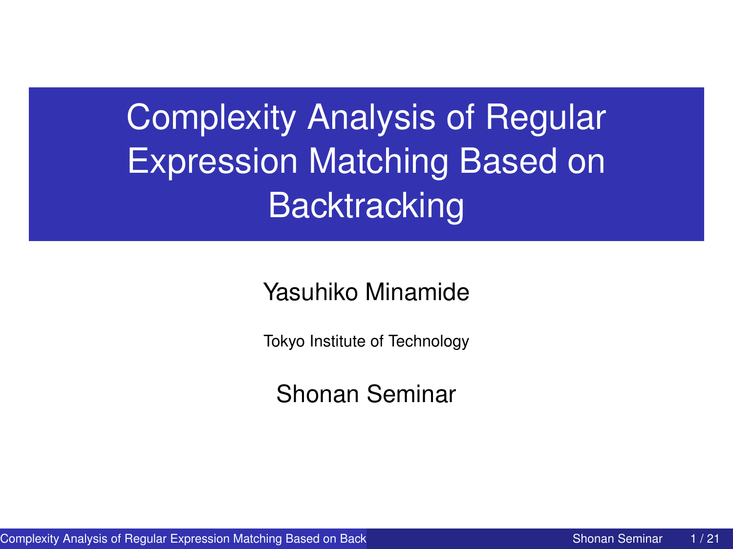# Complexity Analysis of Regular Expression Matching Based on Backtracking

Yasuhiko Minamide

Tokyo Institute of Technology

Shonan Seminar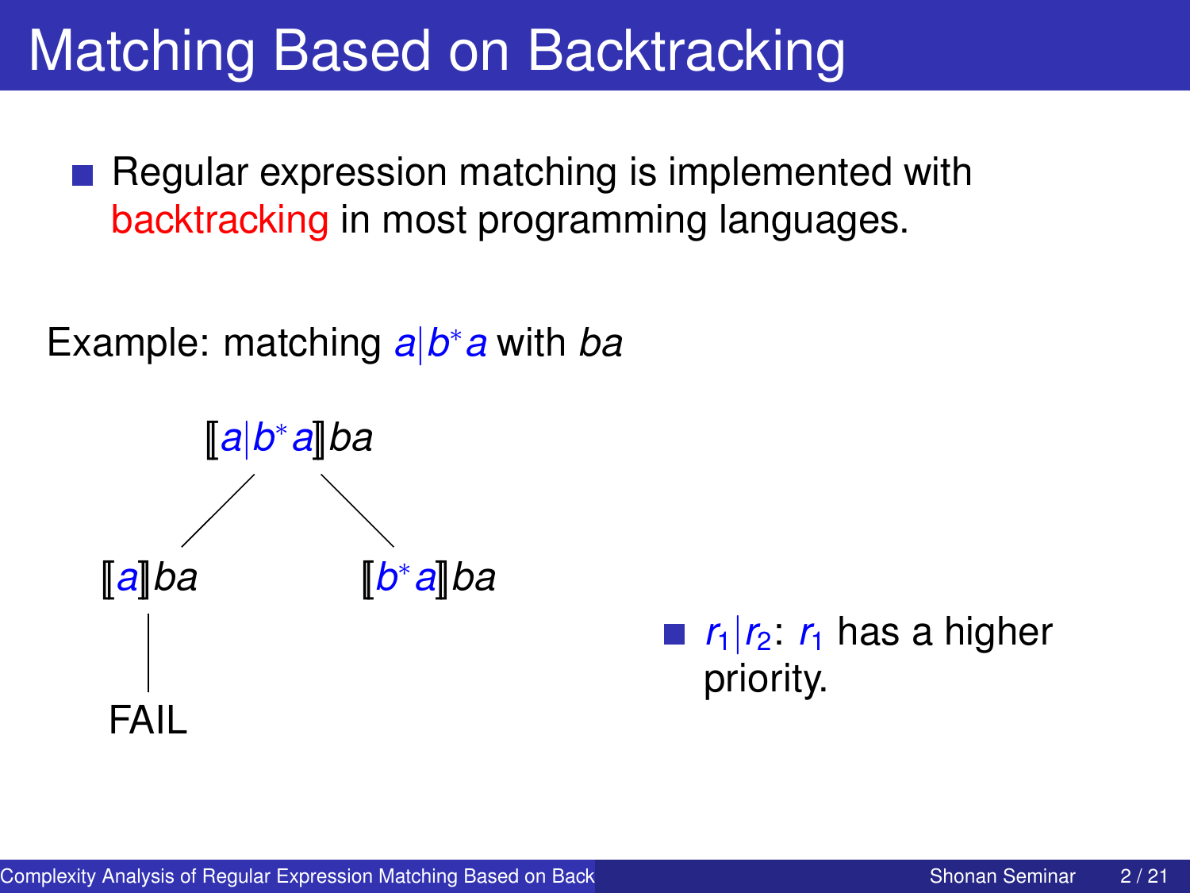# Matching Based on Backtracking

- Regular expression matching is implemented with backtracking in most programming languages.

Example: matching $a|b^*a$ with $ba$

$[\![a|b^*a]\!]ba$

- $[\![a]\!]ba$
  - FAIL
- $[\![b^*a]\!]ba$

- $r_1|r_2$: $r_1$ has a higher priority.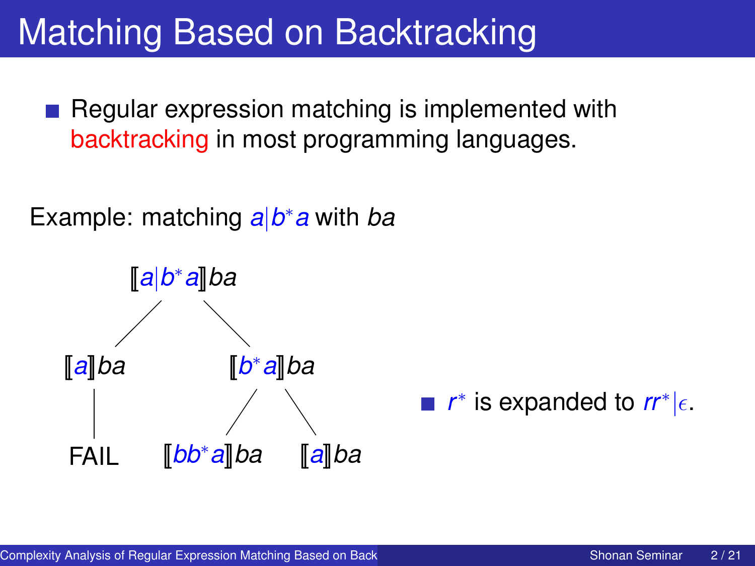# Matching Based on Backtracking

- Regular expression matching is implemented with backtracking in most programming languages.

Example: matching $a|b^*a$ with $ba$

$[\![a|b^*a]\!]ba$

- $[\![a]\!]ba$
  - FAIL
- $[\![b^*a]\!]ba$
  - $[\![bb^*a]\!]ba$
  - $[\![a]\!]ba$

- $r^*$ is expanded to $rr^*|\epsilon$.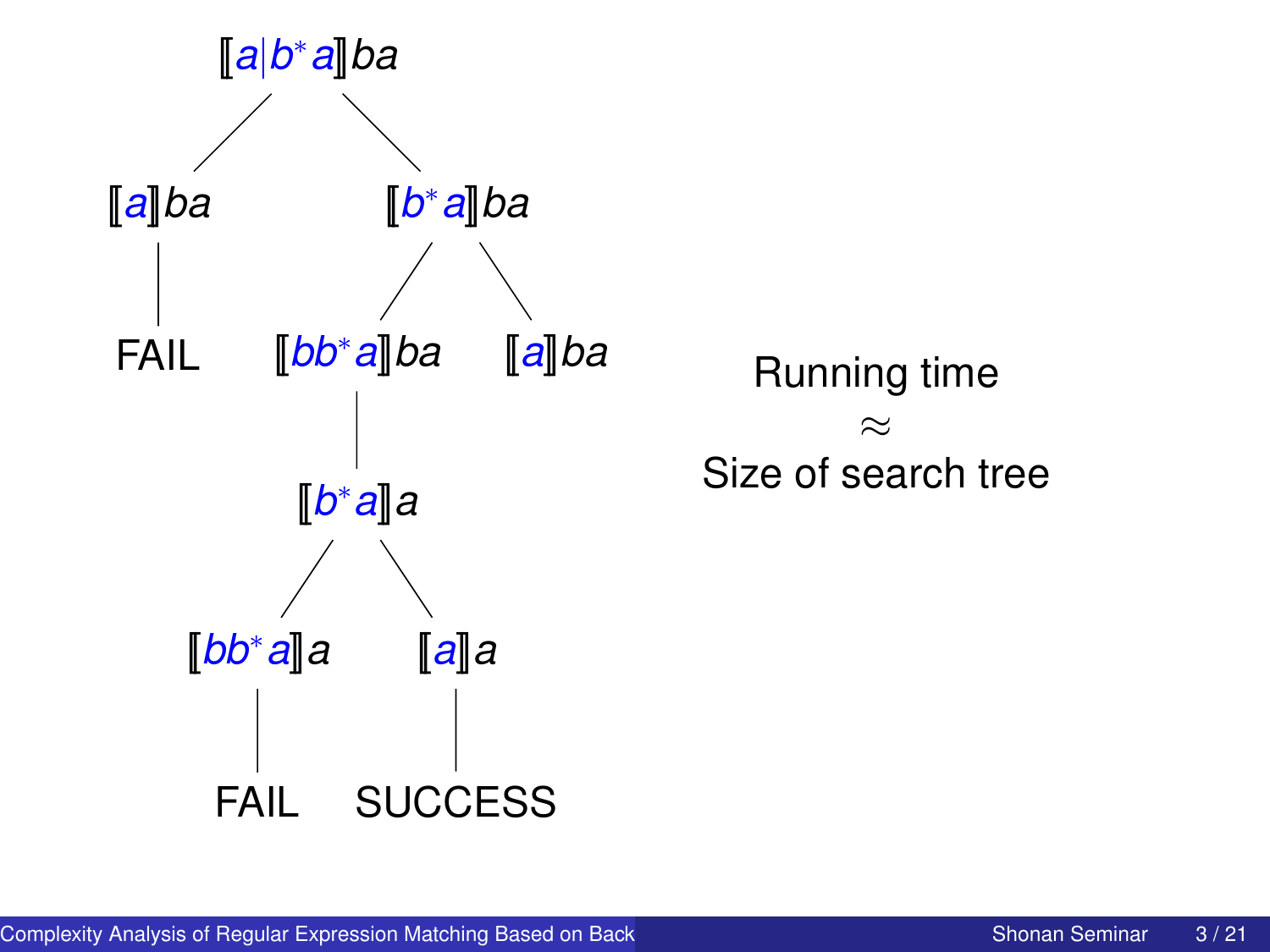$[\![a|b^*a]\!]ba$

- $[\![a]\!]ba$
  - FAIL
- $[\![b^*a]\!]ba$
  - $[\![bb^*a]\!]ba$
    - $[\![b^*a]\!]a$
      - $[\![bb^*a]\!]a$
        - FAIL
      - $[\![a]\!]a$
        - SUCCESS
  - $[\![a]\!]ba$

Running time
$\approx$
Size of search tree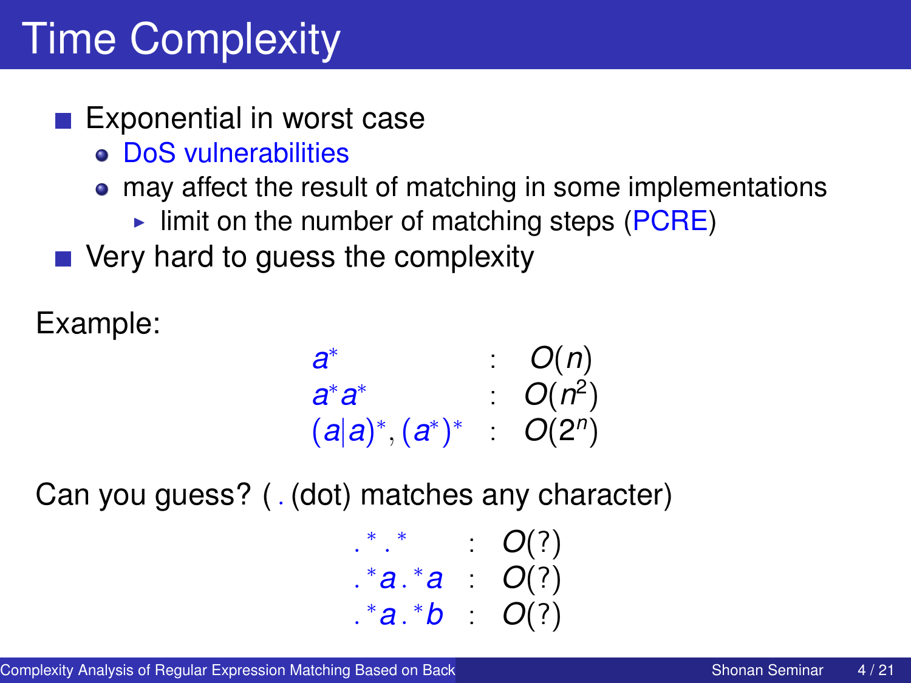# Time Complexity

- Exponential in worst case
  - DoS vulnerabilities
  - may affect the result of matching in some implementations
    - limit on the number of matching steps (PCRE)
- Very hard to guess the complexity

Example:

$$
\begin{array}{lcl}
a^* & : & O(n) \\
a^* a^* & : & O(n^2) \\
(a|a)^*, (a^*)^* & : & O(2^n)
\end{array}
$$

Can you guess? ( . (dot) matches any character)

$$
\begin{array}{lcl}
.^*.^* & : & O(?) \\
.^*a.^*a & : & O(?) \\
.^*a.^*b & : & O(?)
\end{array}
$$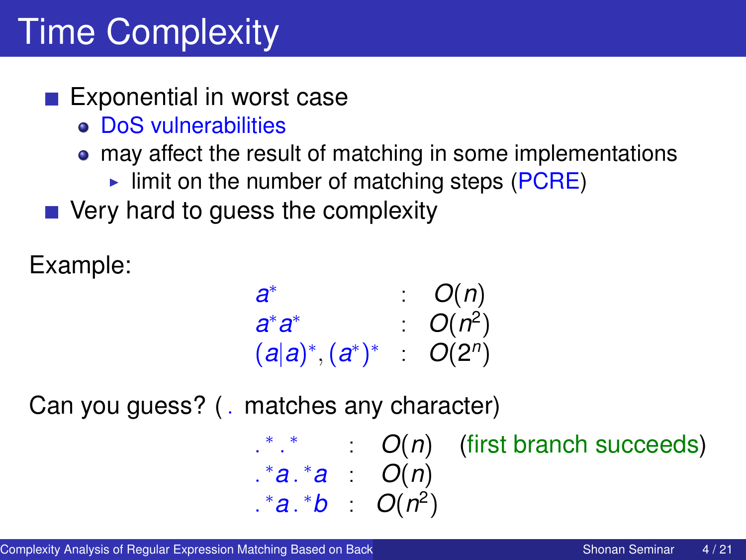# Time Complexity

- Exponential in worst case
  - DoS vulnerabilities
  - may affect the result of matching in some implementations
    - limit on the number of matching steps (PCRE)
- Very hard to guess the complexity

Example:

$$
\begin{array}{lcl}
a^* & : & O(n) \\
a^*a^* & : & O(n^2) \\
(a|a)^*, (a^*)^* & : & O(2^n)
\end{array}
$$

Can you guess? ( . matches any character)

$$
\begin{array}{lcll}
.^*.^* & : & O(n) & \text{(first branch succeeds)} \\
.^*a.^*a & : & O(n) & \\
.^*a.^*b & : & O(n^2) &
\end{array}
$$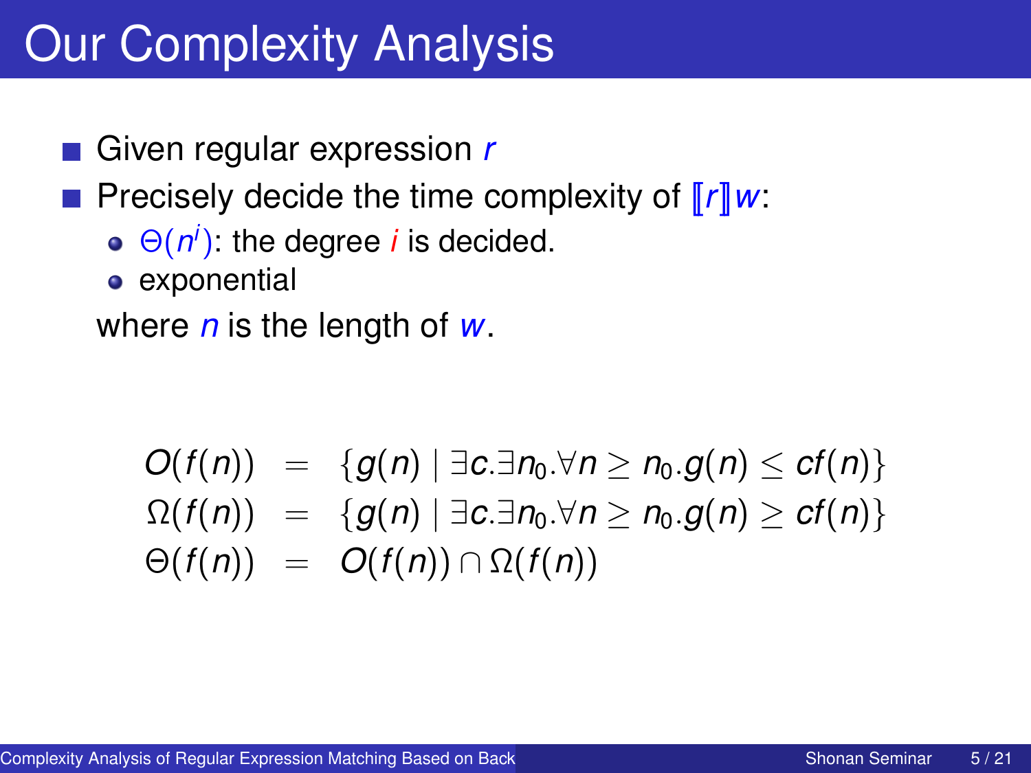# Our Complexity Analysis

- Given regular expression $r$
- Precisely decide the time complexity of $[\![r]\!]w$:
  - $\Theta(n^i)$: the degree $i$ is decided.
  - exponential

  where $n$ is the length of $w$.

$$
\begin{aligned}
O(f(n)) &= \{g(n) \mid \exists c.\exists n_0.\forall n \geq n_0.g(n) \leq cf(n)\} \\
\Omega(f(n)) &= \{g(n) \mid \exists c.\exists n_0.\forall n \geq n_0.g(n) \geq cf(n)\} \\
\Theta(f(n)) &= O(f(n)) \cap \Omega(f(n))
\end{aligned}
$$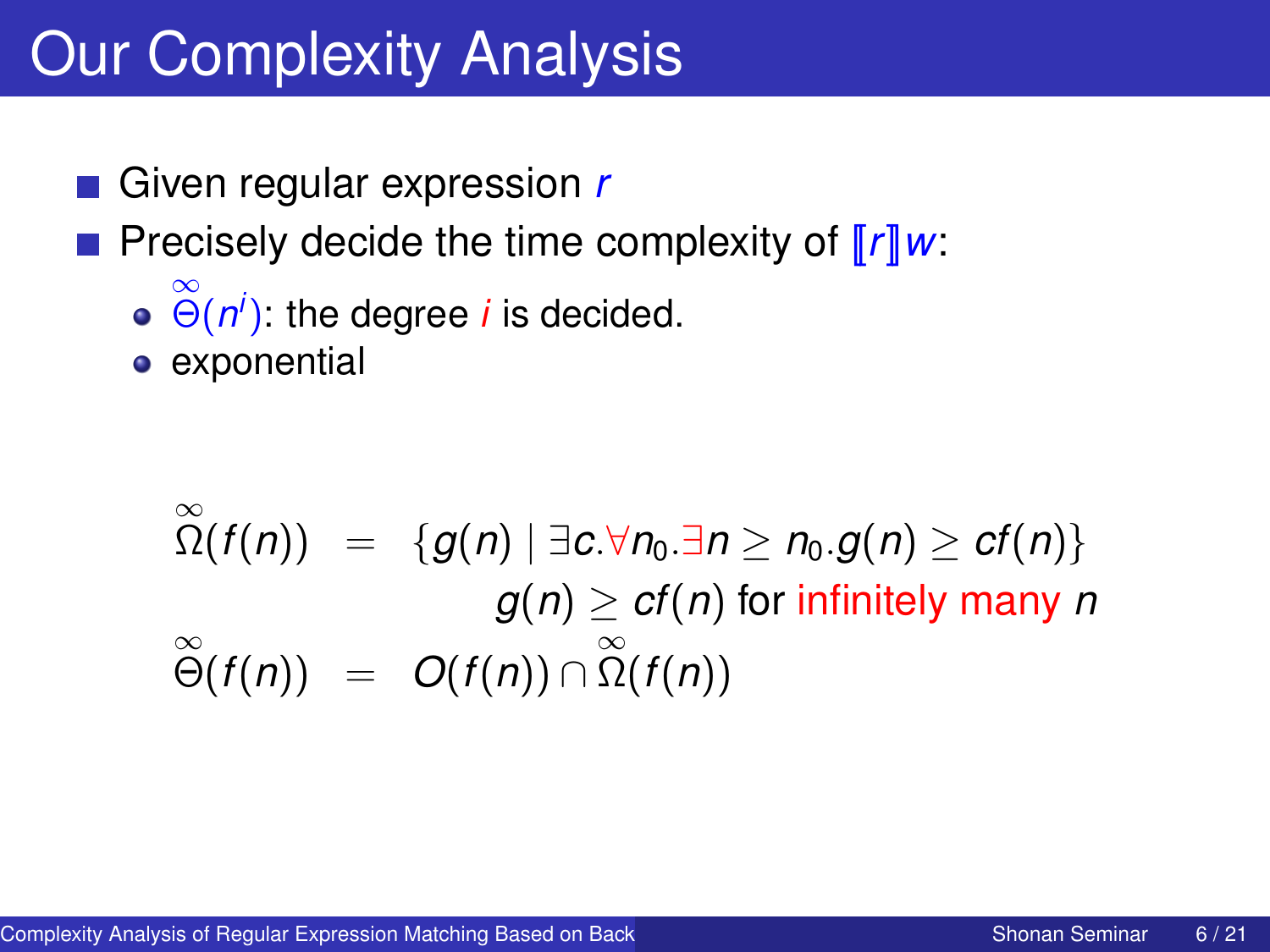# Our Complexity Analysis

- Given regular expression $r$
- Precisely decide the time complexity of $[\![r]\!]w$:
  - $\overset{\infty}{\Theta}(n^i)$: the degree $i$ is decided.
  - exponential

$$
\begin{aligned}
\overset{\infty}{\Omega}(f(n)) &= \{g(n) \mid \exists c.\forall n_0.\exists n \geq n_0.g(n) \geq cf(n)\} \\
& \qquad\qquad g(n) \geq cf(n) \text{ for infinitely many } n \\
\overset{\infty}{\Theta}(f(n)) &= O(f(n)) \cap \overset{\infty}{\Omega}(f(n))
\end{aligned}
$$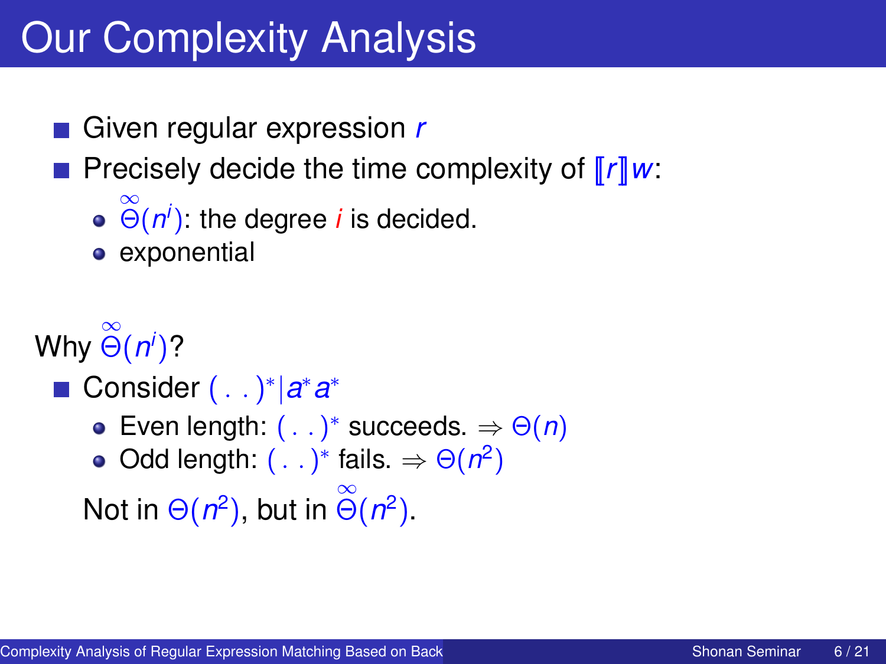# Our Complexity Analysis

- Given regular expression $r$
- Precisely decide the time complexity of $[\![r]\!]w$:
  - $\overset{\infty}{\Theta}(n^i)$: the degree $i$ is decided.
  - exponential

Why $\overset{\infty}{\Theta}(n^i)$?

- Consider $(\,.\,.\,)^*|a^*a^*$
  - Even length: $(\,.\,.\,)^*$ succeeds. $\Rightarrow \Theta(n)$
  - Odd length: $(\,.\,.\,)^*$ fails. $\Rightarrow \Theta(n^2)$

  Not in $\Theta(n^2)$, but in $\overset{\infty}{\Theta}(n^2)$.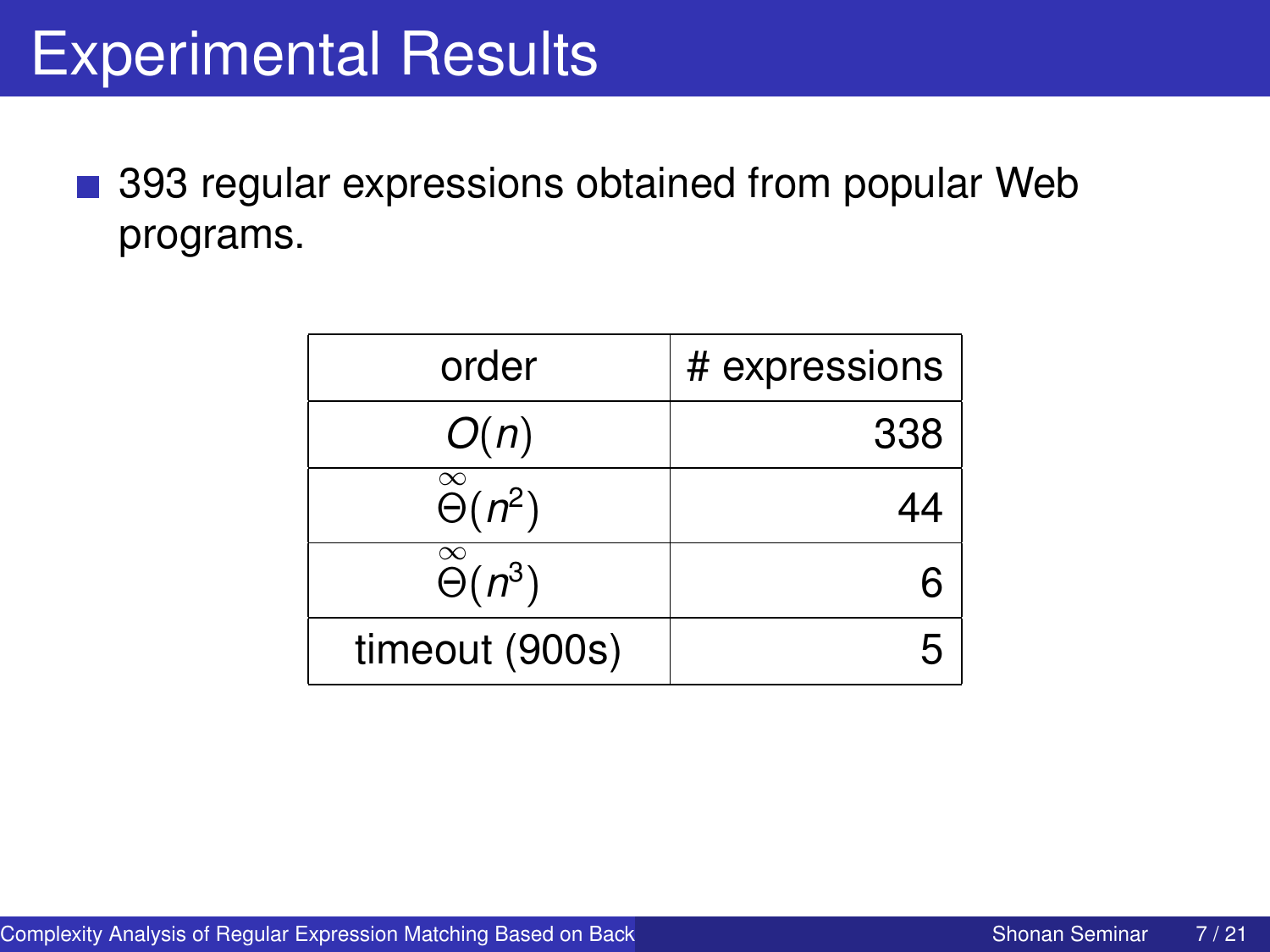# Experimental Results

- 393 regular expressions obtained from popular Web programs.

| order | # expressions |
|---|---|
| $O(n)$ | 338 |
| $\overset{\infty}{\Theta}(n^2)$ | 44 |
| $\overset{\infty}{\Theta}(n^3)$ | 6 |
| timeout (900s) | 5 |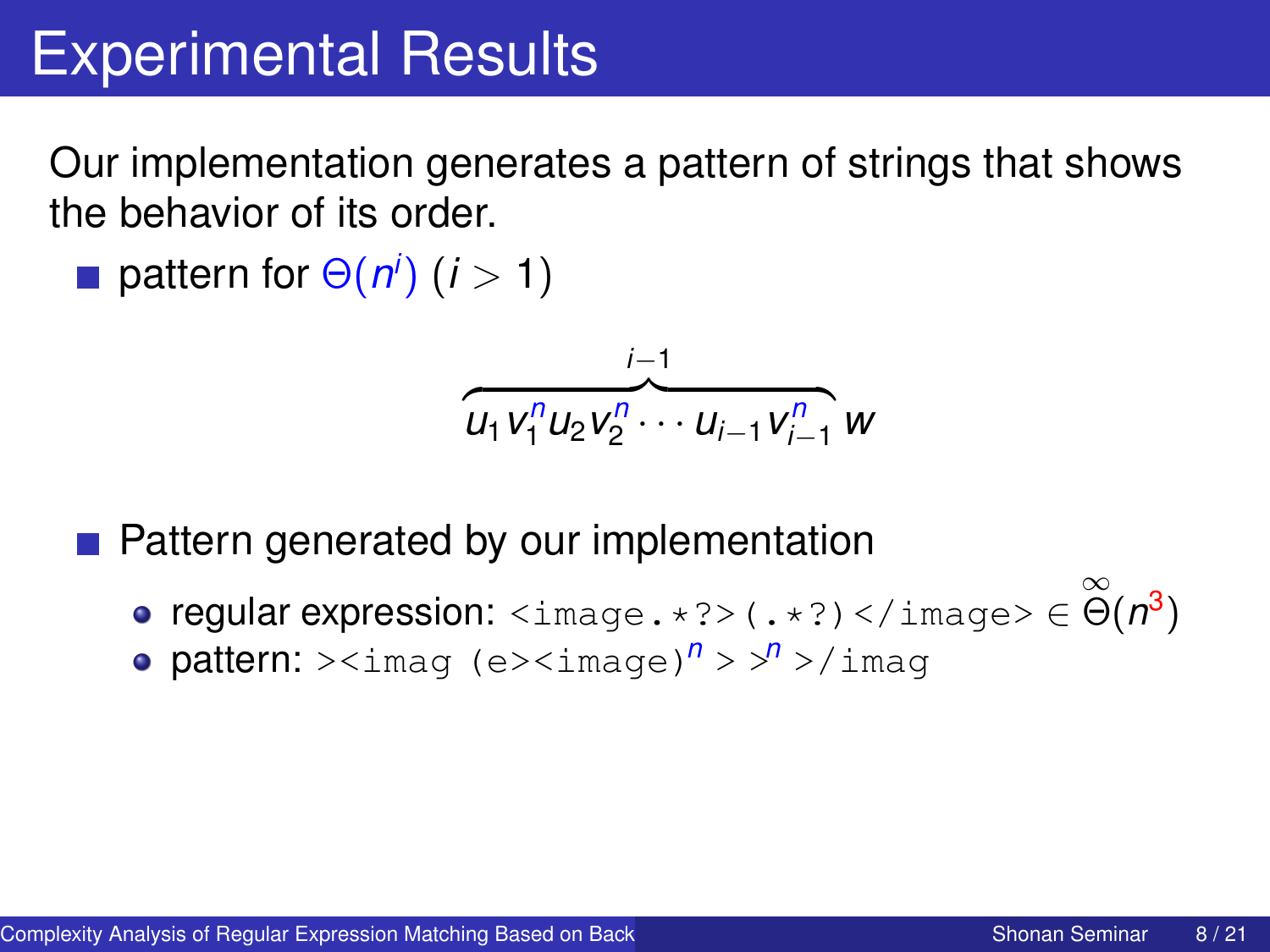# Experimental Results

Our implementation generates a pattern of strings that shows the behavior of its order.

- pattern for $\Theta(n^i)$ $(i > 1)$

$$\overbrace{u_1 v_1^n u_2 v_2^n \cdots u_{i-1} v_{i-1}^n}^{i-1} w$$

- Pattern generated by our implementation
  - regular expression: `<image.*?>(.*?)</image>` $\in \overset{\infty}{\Theta}(n^3)$
  - pattern: `><imag` $($`e><image`$)^n$ `>` $>^n$ `>/imag`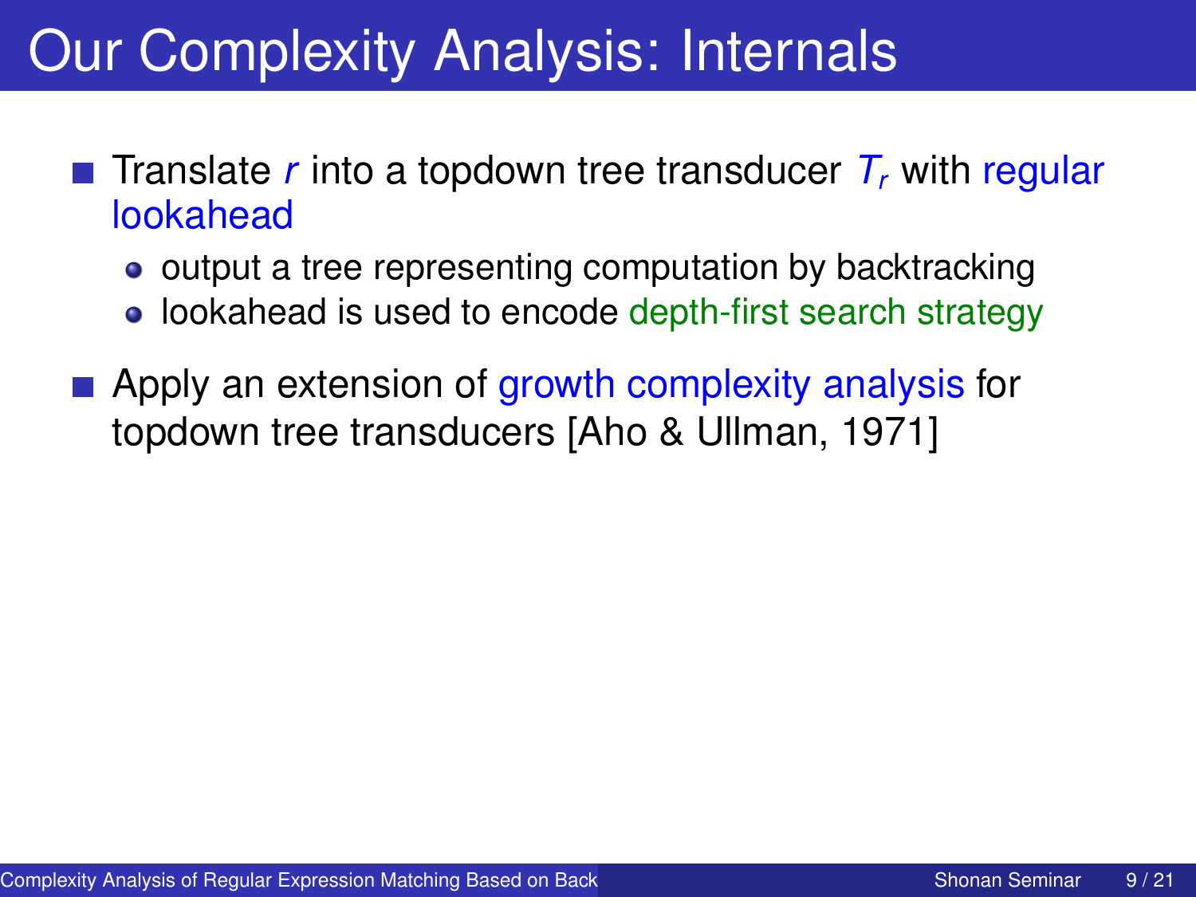# Our Complexity Analysis: Internals

- Translate $r$ into a topdown tree transducer $T_r$ with regular lookahead
  - output a tree representing computation by backtracking
  - lookahead is used to encode depth-first search strategy
- Apply an extension of growth complexity analysis for topdown tree transducers [Aho & Ullman, 1971]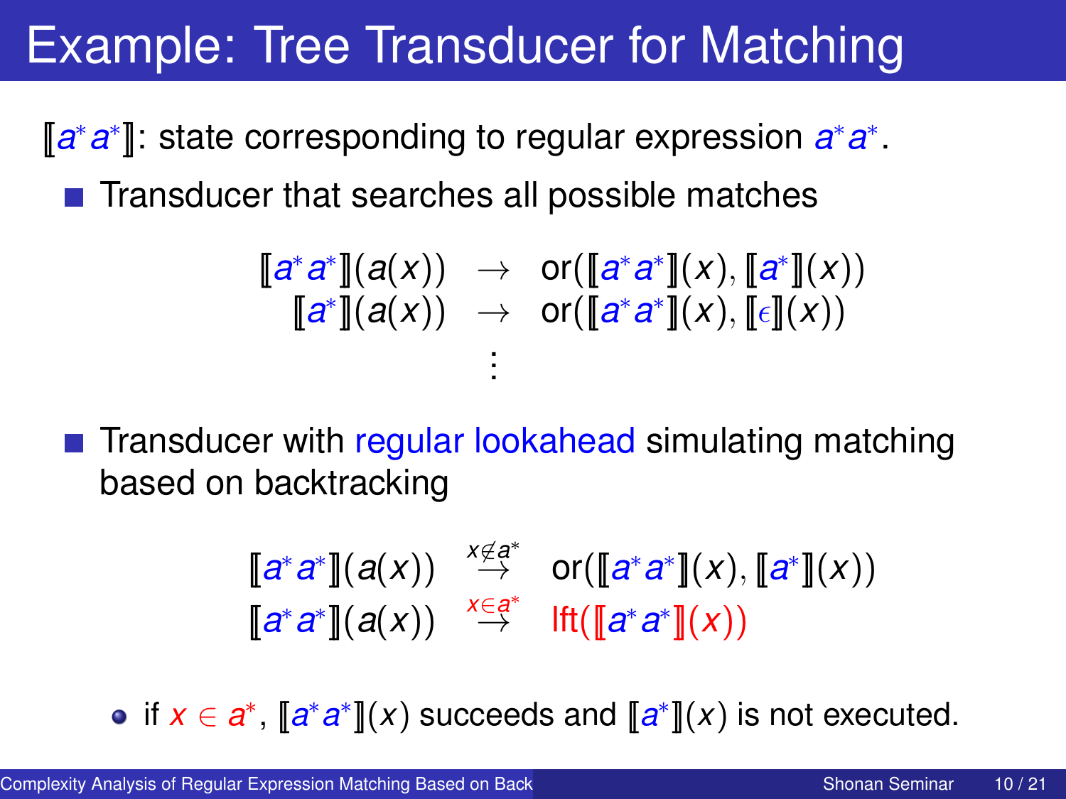# Example: Tree Transducer for Matching

$[\![a^* a^*]\!]$: state corresponding to regular expression $a^* a^*$.

- Transducer that searches all possible matches

$$
\begin{array}{rcl}
[\![a^* a^*]\!](a(x)) & \rightarrow & \mathrm{or}([\![a^* a^*]\!](x), [\![a^*]\!](x)) \\
[\![a^*]\!](a(x)) & \rightarrow & \mathrm{or}([\![a^* a^*]\!](x), [\![\epsilon]\!](x)) \\
& \vdots &
\end{array}
$$

- Transducer with regular lookahead simulating matching based on backtracking

$$
\begin{array}{rcl}
[\![a^* a^*]\!](a(x)) & \stackrel{x \notin a^*}{\rightarrow} & \mathrm{or}([\![a^* a^*]\!](x), [\![a^*]\!](x)) \\
[\![a^* a^*]\!](a(x)) & \stackrel{x \in a^*}{\rightarrow} & \mathrm{lft}([\![a^* a^*]\!](x))
\end{array}
$$

  - if $x \in a^*$, $[\![a^* a^*]\!](x)$ succeeds and $[\![a^*]\!](x)$ is not executed.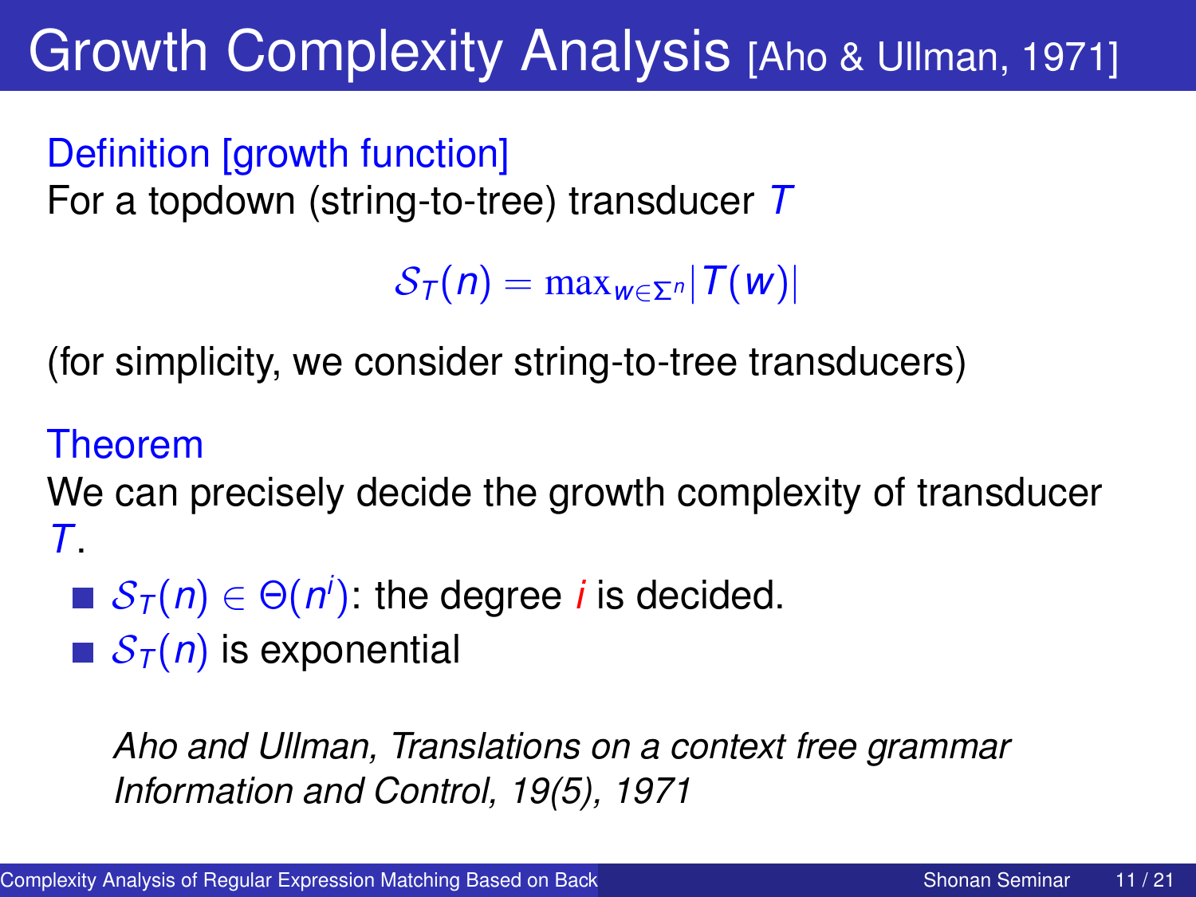# Growth Complexity Analysis [Aho & Ullman, 1971]

Definition [growth function]

For a topdown (string-to-tree) transducer $T$

$$\mathcal{S}_T(n) = \max_{w \in \Sigma^n} |T(w)|$$

(for simplicity, we consider string-to-tree transducers)

Theorem

We can precisely decide the growth complexity of transducer $T$.

- $\mathcal{S}_T(n) \in \Theta(n^i)$: the degree $i$ is decided.
- $\mathcal{S}_T(n)$ is exponential

*Aho and Ullman, Translations on a context free grammar Information and Control, 19(5), 1971*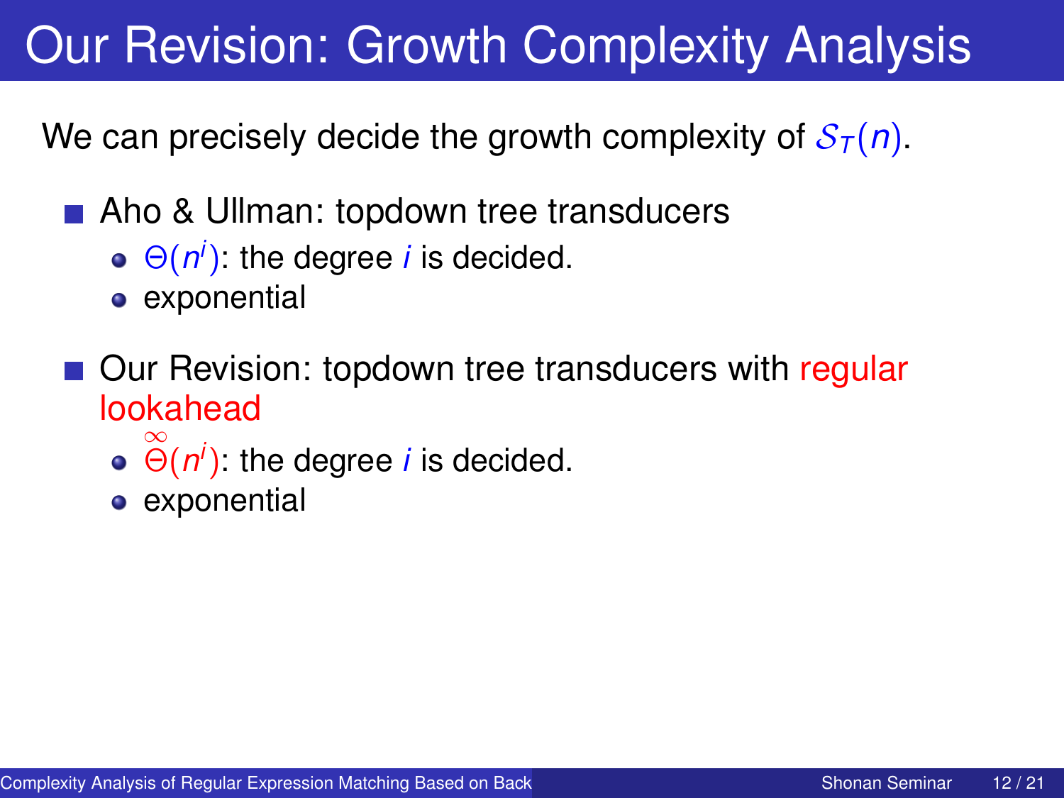# Our Revision: Growth Complexity Analysis

We can precisely decide the growth complexity of $\mathcal{S}_T(n)$.

- Aho & Ullman: topdown tree transducers
  - $\Theta(n^i)$: the degree $i$ is decided.
  - exponential
- Our Revision: topdown tree transducers with regular lookahead
  - $\overset{\infty}{\Theta}(n^i)$: the degree $i$ is decided.
  - exponential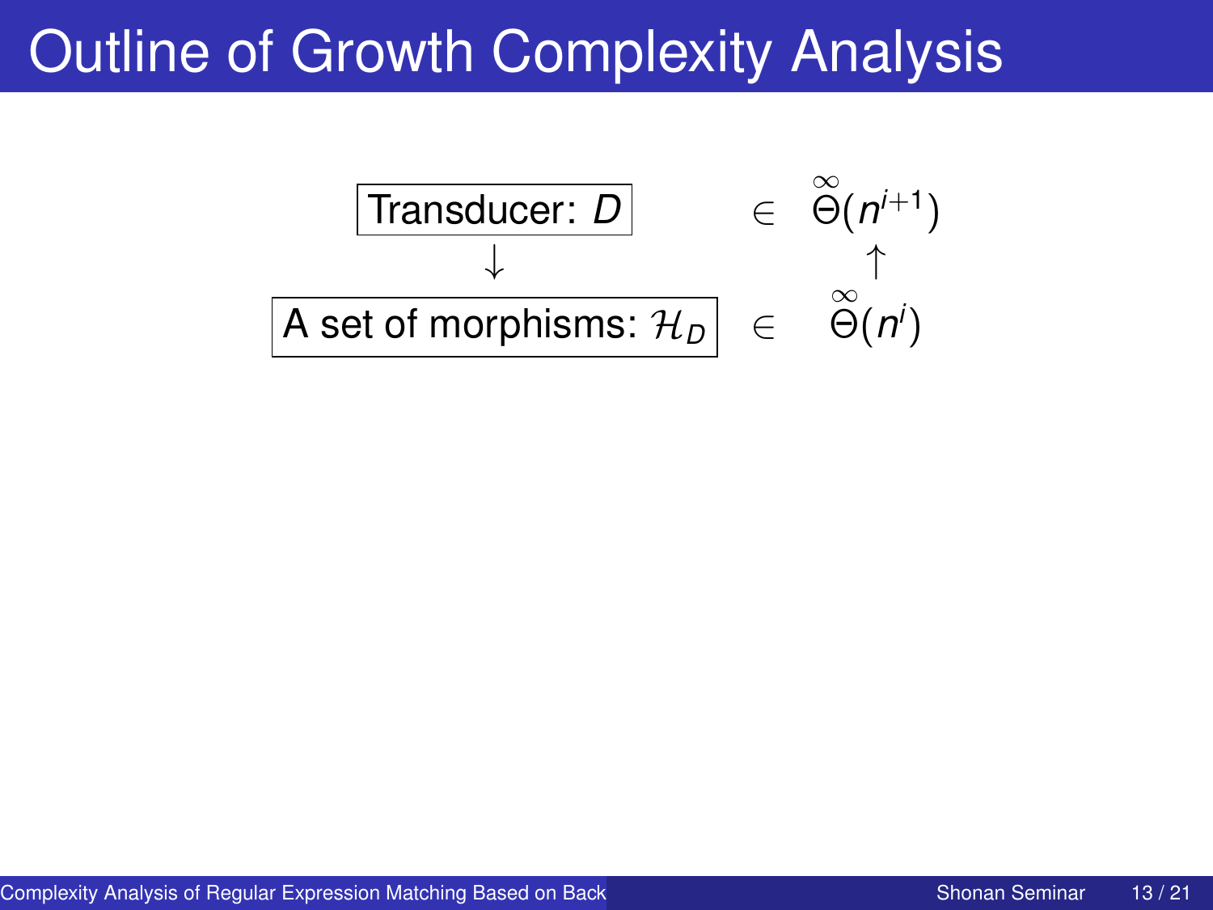# Outline of Growth Complexity Analysis

$$
\begin{array}{ccc}
\boxed{\text{Transducer: } D} & \in & \overset{\infty}{\Theta}(n^{i+1}) \\
\downarrow & & \uparrow \\
\boxed{\text{A set of morphisms: } \mathcal{H}_D} & \in & \overset{\infty}{\Theta}(n^{i})
\end{array}
$$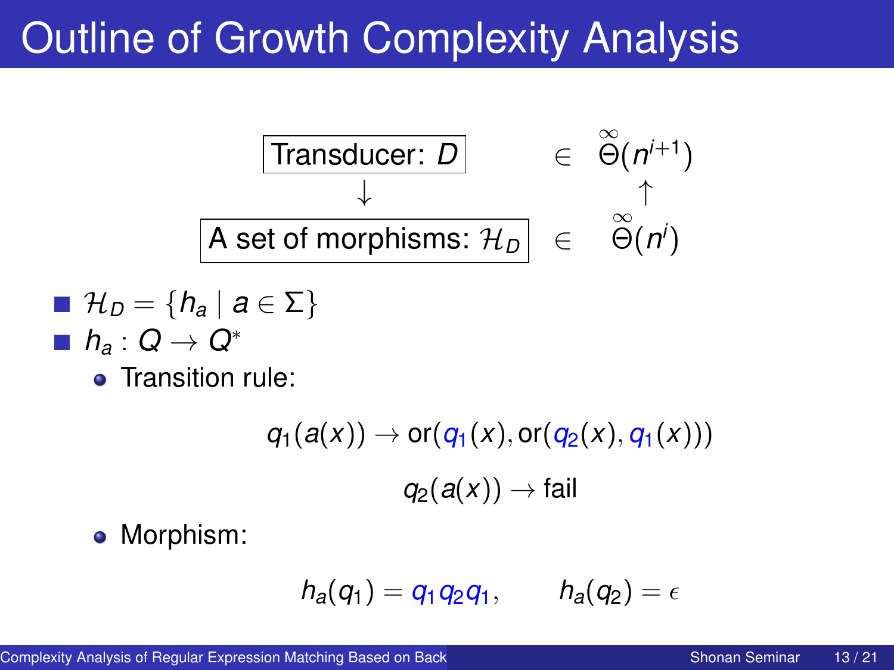# Outline of Growth Complexity Analysis

$$
\begin{array}{ccc}
\boxed{\text{Transducer: } D} & \in & \overset{\infty}{\Theta}(n^{i+1}) \\
\downarrow & & \uparrow \\
\boxed{\text{A set of morphisms: } \mathcal{H}_D} & \in & \overset{\infty}{\Theta}(n^{i})
\end{array}
$$

- $\mathcal{H}_D = \{h_a \mid a \in \Sigma\}$
- $h_a : Q \to Q^*$
  - Transition rule:

$$q_1(a(x)) \to \mathrm{or}(q_1(x), \mathrm{or}(q_2(x), q_1(x)))$$

$$q_2(a(x)) \to \mathrm{fail}$$

  - Morphism:

$$h_a(q_1) = q_1 q_2 q_1, \qquad h_a(q_2) = \epsilon$$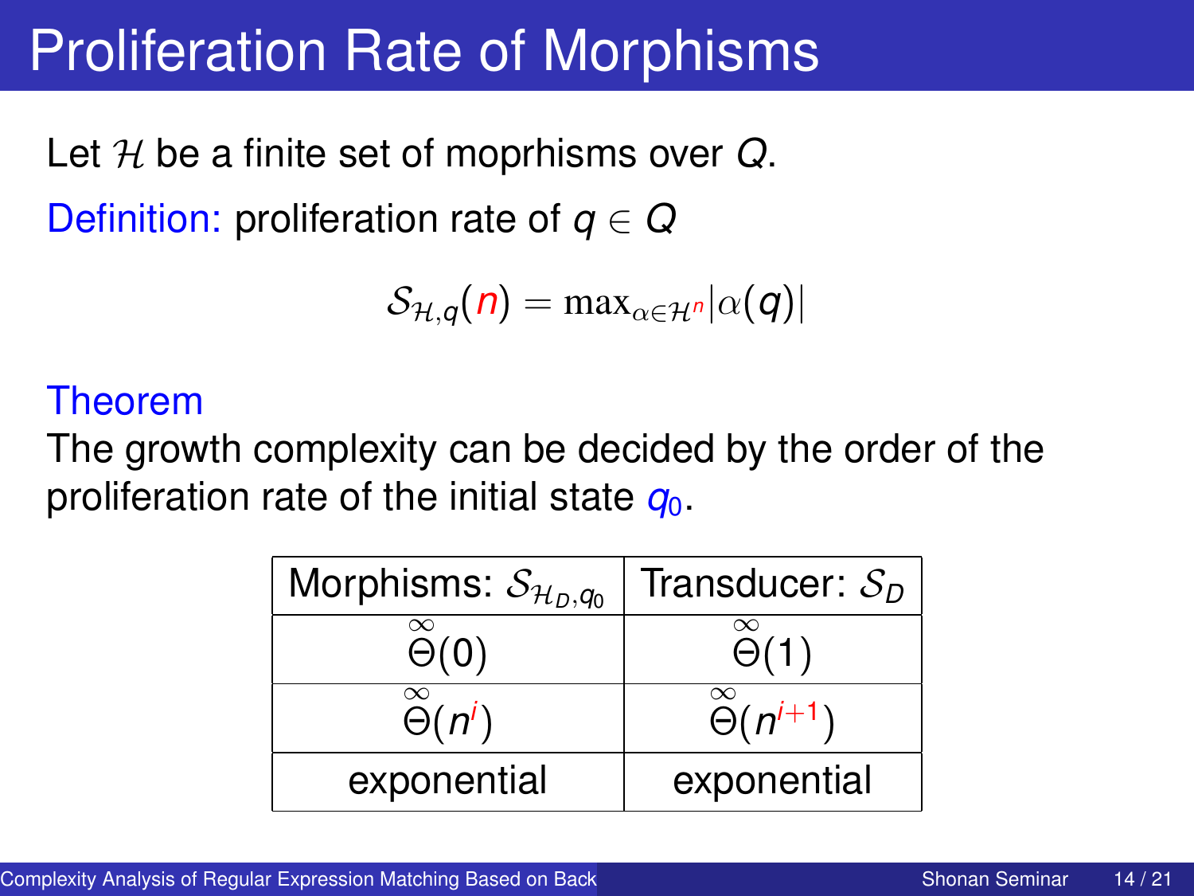# Proliferation Rate of Morphisms

Let $\mathcal{H}$ be a finite set of moprhisms over $Q$.

Definition: proliferation rate of $q \in Q$

$$\mathcal{S}_{\mathcal{H},q}(n) = \max_{\alpha \in \mathcal{H}^n} |\alpha(q)|$$

Theorem

The growth complexity can be decided by the order of the proliferation rate of the initial state $q_0$.

| Morphisms: $\mathcal{S}_{\mathcal{H}_D,q_0}$ | Transducer: $\mathcal{S}_D$ |
|---|---|
| $\overset{\infty}{\Theta}(0)$ | $\overset{\infty}{\Theta}(1)$ |
| $\overset{\infty}{\Theta}(n^i)$ | $\overset{\infty}{\Theta}(n^{i+1})$ |
| exponential | exponential |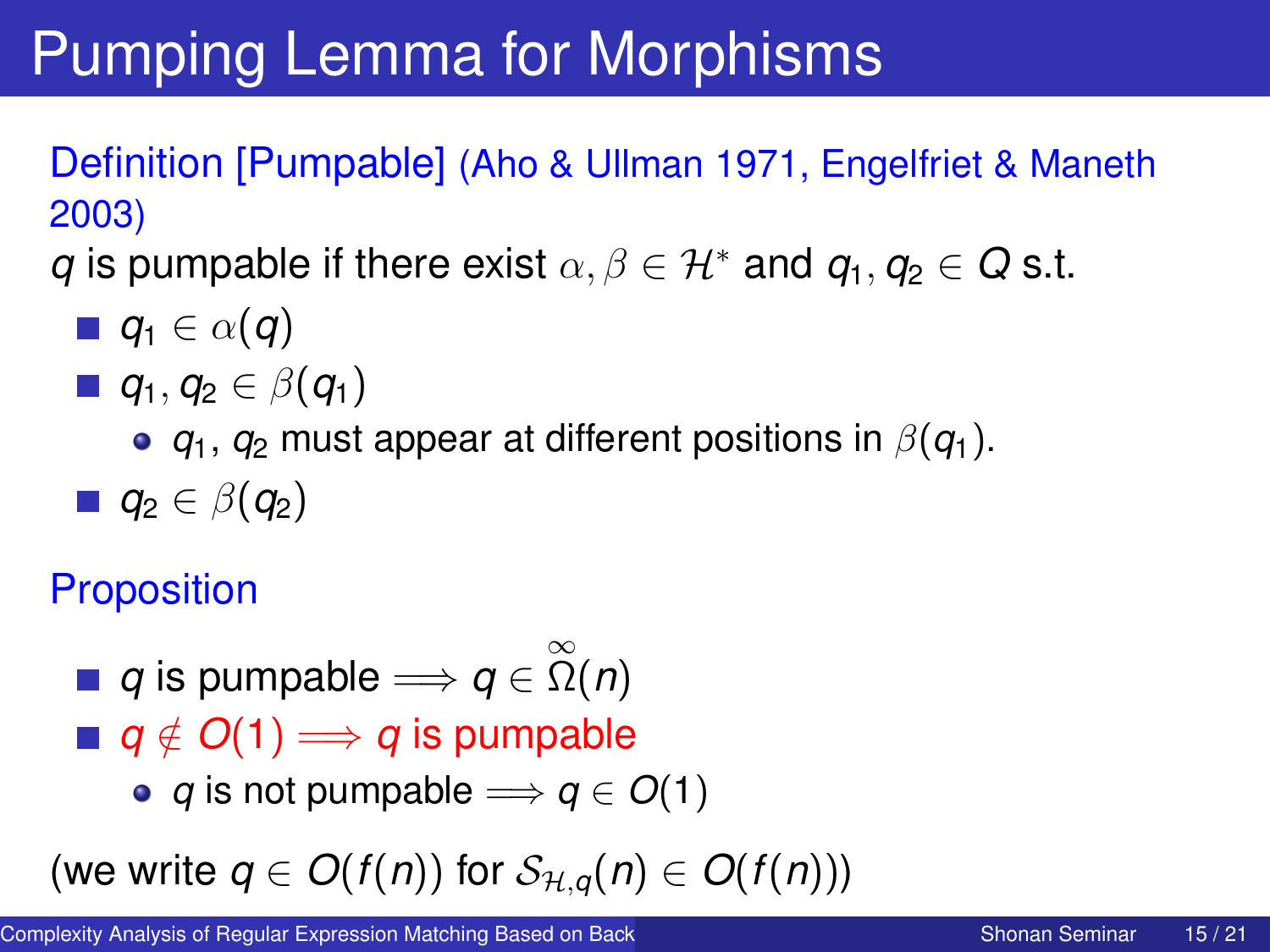# Pumping Lemma for Morphisms

**Definition [Pumpable]** (Aho & Ullman 1971, Engelfriet & Maneth 2003)

$q$ is pumpable if there exist $\alpha, \beta \in \mathcal{H}^*$ and $q_1, q_2 \in Q$ s.t.

- $q_1 \in \alpha(q)$
- $q_1, q_2 \in \beta(q_1)$
  - $q_1$, $q_2$ must appear at different positions in $\beta(q_1)$.
- $q_2 \in \beta(q_2)$

**Proposition**

- $q$ is pumpable $\Longrightarrow q \in \overset{\infty}{\Omega}(n)$
- $q \notin O(1) \Longrightarrow q$ is pumpable
  - $q$ is not pumpable $\Longrightarrow q \in O(1)$

(we write $q \in O(f(n))$ for $\mathcal{S}_{\mathcal{H},q}(n) \in O(f(n))$)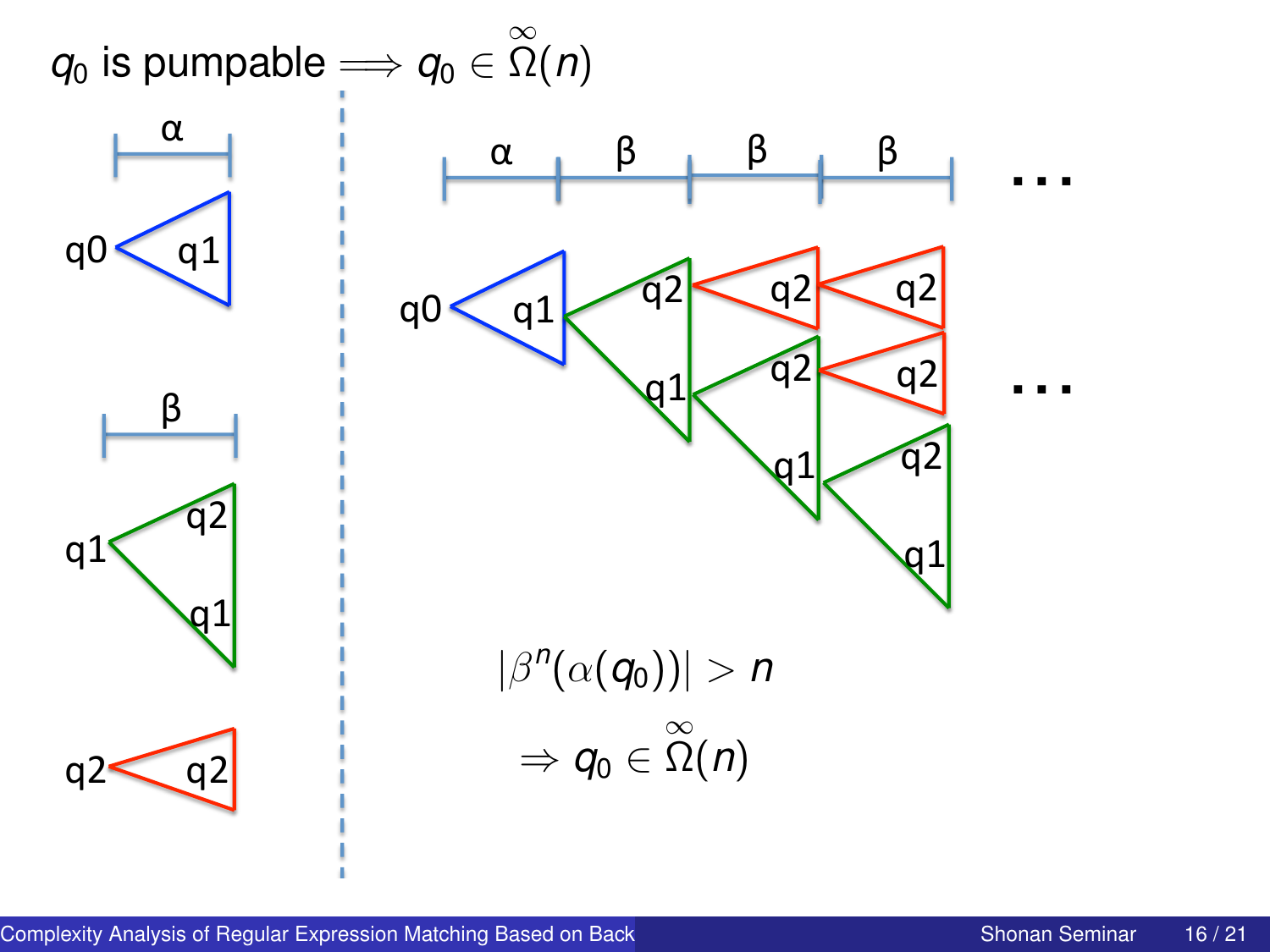# $q_0$ is pumpable $\Longrightarrow q_0 \in \overset{\infty}{\Omega}(n)$

α

q0 q1

β

q1 q2 q1

q2 q2

α β β β ...

q0 q1 q2 q1 q2 q2 q2 q1 q2 q2 q1 ...

$$|\beta^n(\alpha(q_0))| > n$$

$$\Rightarrow q_0 \in \overset{\infty}{\Omega}(n)$$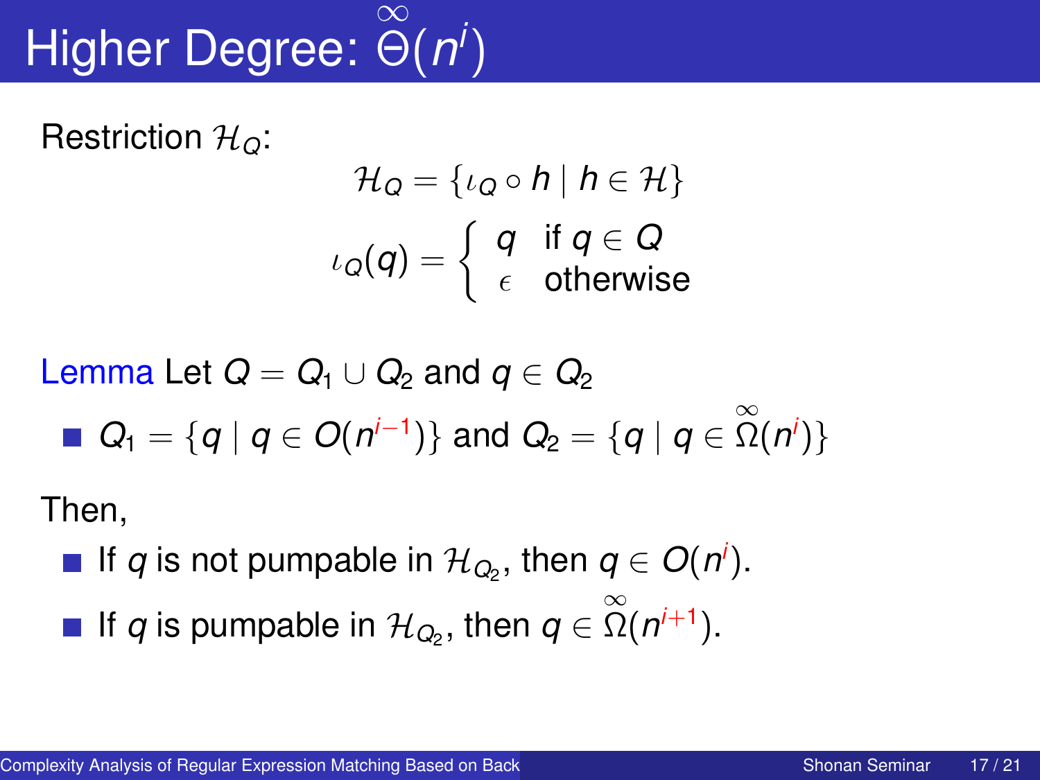# Higher Degree: $\overset{\infty}{\Theta}(n^i)$

Restriction $\mathcal{H}_Q$:

$$\mathcal{H}_Q = \{\iota_Q \circ h \mid h \in \mathcal{H}\}$$

$$\iota_Q(q) = \begin{cases} q & \text{if } q \in Q \\ \epsilon & \text{otherwise} \end{cases}$$

**Lemma** Let $Q = Q_1 \cup Q_2$ and $q \in Q_2$

- $Q_1 = \{q \mid q \in O(n^{i-1})\}$ and $Q_2 = \{q \mid q \in \overset{\infty}{\Omega}(n^i)\}$

Then,

- If $q$ is not pumpable in $\mathcal{H}_{Q_2}$, then $q \in O(n^i)$.
- If $q$ is pumpable in $\mathcal{H}_{Q_2}$, then $q \in \overset{\infty}{\Omega}(n^{i+1})$.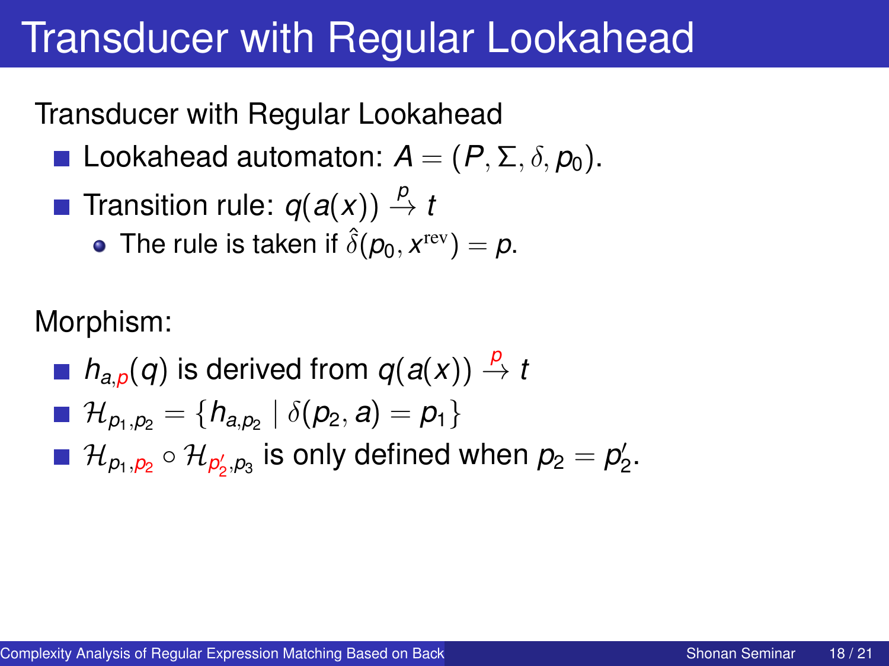# Transducer with Regular Lookahead

Transducer with Regular Lookahead

- Lookahead automaton: $A = (P, \Sigma, \delta, p_0)$.
- Transition rule: $q(a(x)) \xrightarrow{p} t$
  - The rule is taken if $\hat{\delta}(p_0, x^{\mathrm{rev}}) = p$.

Morphism:

- $h_{a,p}(q)$ is derived from $q(a(x)) \xrightarrow{p} t$
- $\mathcal{H}_{p_1,p_2} = \{h_{a,p_2} \mid \delta(p_2, a) = p_1\}$
- $\mathcal{H}_{p_1,p_2} \circ \mathcal{H}_{p_2',p_3}$ is only defined when $p_2 = p_2'$.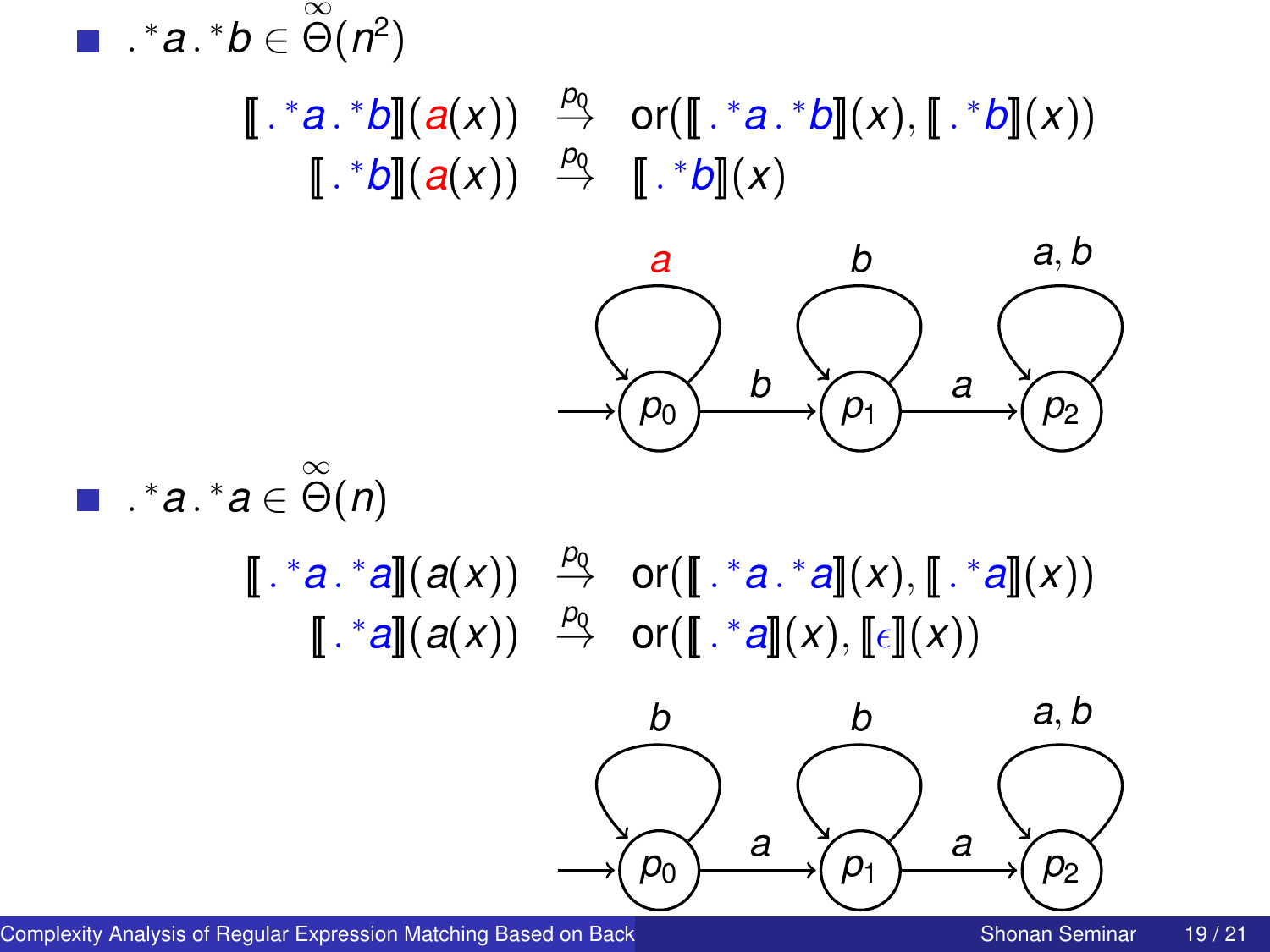- $.^*a.^*b \in \overset{\infty}{\Theta}(n^2)$

$$[\![ .^*a.^*b ]\!](a(x)) \overset{p_0}{\to} \mathrm{or}([\![ .^*a.^*b ]\!](x), [\![ .^*b ]\!](x))$$

$$[\![ .^*b ]\!](a(x)) \overset{p_0}{\to} [\![ .^*b ]\!](x)$$

- $.^*a.^*a \in \overset{\infty}{\Theta}(n)$

$$[\![ .^*a.^*a ]\!](a(x)) \overset{p_0}{\to} \mathrm{or}([\![ .^*a.^*a ]\!](x), [\![ .^*a ]\!](x))$$

$$[\![ .^*a ]\!](a(x)) \overset{p_0}{\to} \mathrm{or}([\![ .^*a ]\!](x), [\![ \epsilon ]\!](x))$$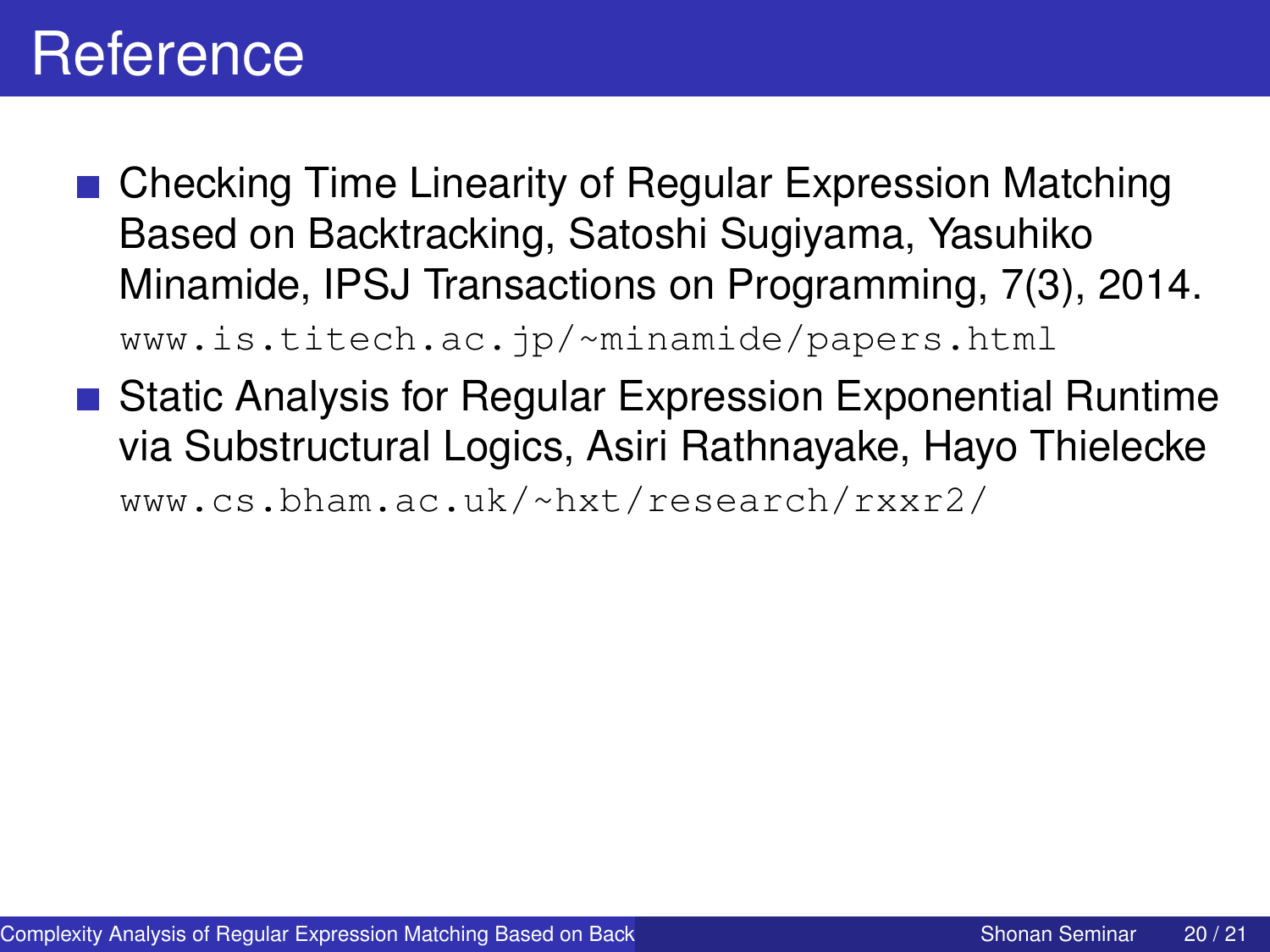# Reference

- Checking Time Linearity of Regular Expression Matching Based on Backtracking, Satoshi Sugiyama, Yasuhiko Minamide, IPSJ Transactions on Programming, 7(3), 2014.
  `www.is.titech.ac.jp/~minamide/papers.html`
- Static Analysis for Regular Expression Exponential Runtime via Substructural Logics, Asiri Rathnayake, Hayo Thielecke
  `www.cs.bham.ac.uk/~hxt/research/rxxr2/`